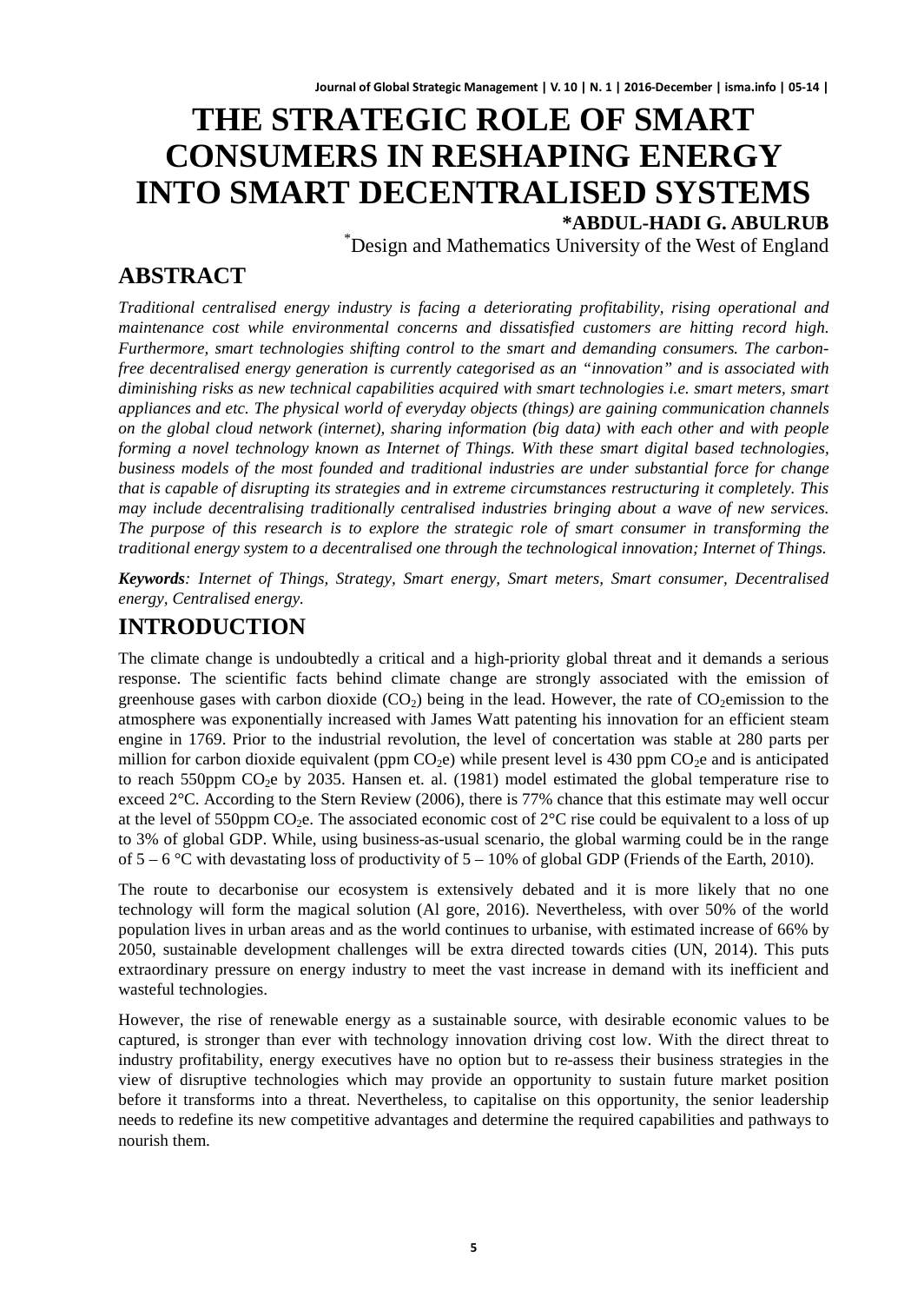# THE STRATEGIC ROLE OF SMART CONSUMERS IN RESHAPING ENERGY INTO SMART DECENTRALISED SYSTEMS

**\*ABDUL-HADI G. ABULRUB**

[*]Design and Mathematics University of the West of England

## ABSTRACT

*Traditional centralised energy industry is facing a deteriorating profitability, rising operational and maintenance cost while environmental concerns and dissatisfied customers are hitting record high. Furthermore, smart technologies shifting control to the smart and demanding consumers. The carbon-free decentralised energy generation is currently categorised as an "innovation" and is associated with diminishing risks as new technical capabilities acquired with smart technologies i.e. smart meters, smart appliances and etc. The physical world of everyday objects (things) are gaining communication channels on the global cloud network (internet), sharing information (big data) with each other and with people forming a novel technology known as Internet of Things. With these smart digital based technologies, business models of the most founded and traditional industries are under substantial force for change that is capable of disrupting its strategies and in extreme circumstances restructuring it completely. This may include decentralising traditionally centralised industries bringing about a wave of new services. The purpose of this research is to explore the strategic role of smart consumer in transforming the traditional energy system to a decentralised one through the technological innovation; Internet of Things.*

***Keywords**: Internet of Things, Strategy, Smart energy, Smart meters, Smart consumer, Decentralised energy, Centralised energy.*

## INTRODUCTION

The climate change is undoubtedly a critical and a high-priority global threat and it demands a serious response. The scientific facts behind climate change are strongly associated with the emission of greenhouse gases with carbon dioxide ($CO_2$) being in the lead. However, the rate of $CO_2$emission to the atmosphere was exponentially increased with James Watt patenting his innovation for an efficient steam engine in 1769. Prior to the industrial revolution, the level of concertation was stable at 280 parts per million for carbon dioxide equivalent (ppm $CO_2e$) while present level is 430 ppm $CO_2e$ and is anticipated to reach 550ppm $CO_2e$ by 2035. Hansen et. al. (1981) model estimated the global temperature rise to exceed 2°C. According to the Stern Review (2006), there is 77% chance that this estimate may well occur at the level of 550ppm $CO_2e$. The associated economic cost of 2°C rise could be equivalent to a loss of up to 3% of global GDP. While, using business-as-usual scenario, the global warming could be in the range of 5 – 6 °C with devastating loss of productivity of 5 – 10% of global GDP (Friends of the Earth, 2010).

The route to decarbonise our ecosystem is extensively debated and it is more likely that no one technology will form the magical solution (Al gore, 2016). Nevertheless, with over 50% of the world population lives in urban areas and as the world continues to urbanise, with estimated increase of 66% by 2050, sustainable development challenges will be extra directed towards cities (UN, 2014). This puts extraordinary pressure on energy industry to meet the vast increase in demand with its inefficient and wasteful technologies.

However, the rise of renewable energy as a sustainable source, with desirable economic values to be captured, is stronger than ever with technology innovation driving cost low. With the direct threat to industry profitability, energy executives have no option but to re-assess their business strategies in the view of disruptive technologies which may provide an opportunity to sustain future market position before it transforms into a threat. Nevertheless, to capitalise on this opportunity, the senior leadership needs to redefine its new competitive advantages and determine the required capabilities and pathways to nourish them.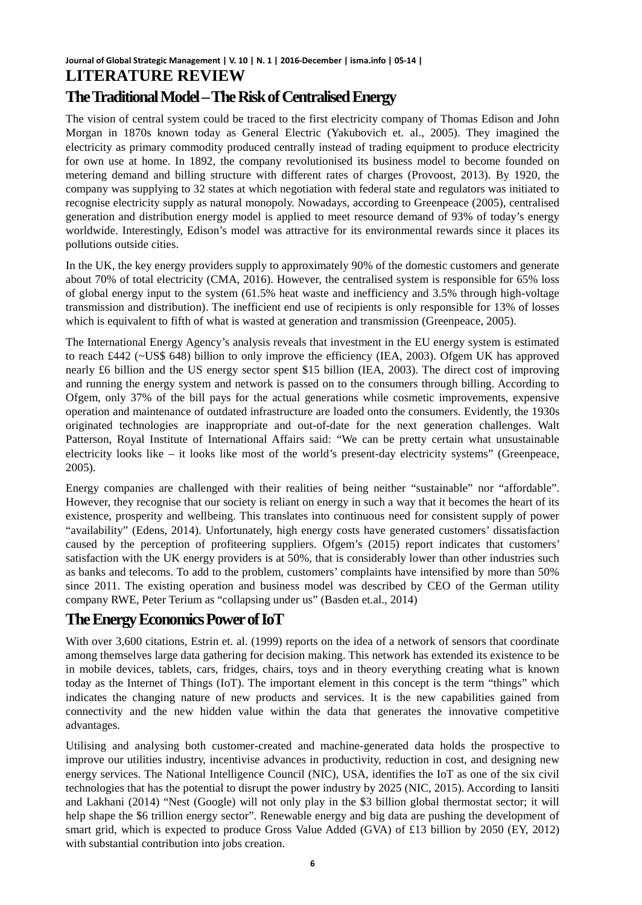# LITERATURE REVIEW

## The Traditional Model – The Risk of Centralised Energy

The vision of central system could be traced to the first electricity company of Thomas Edison and John Morgan in 1870s known today as General Electric (Yakubovich et. al., 2005). They imagined the electricity as primary commodity produced centrally instead of trading equipment to produce electricity for own use at home. In 1892, the company revolutionised its business model to become founded on metering demand and billing structure with different rates of charges (Provoost, 2013). By 1920, the company was supplying to 32 states at which negotiation with federal state and regulators was initiated to recognise electricity supply as natural monopoly. Nowadays, according to Greenpeace (2005), centralised generation and distribution energy model is applied to meet resource demand of 93% of today's energy worldwide. Interestingly, Edison's model was attractive for its environmental rewards since it places its pollutions outside cities.

In the UK, the key energy providers supply to approximately 90% of the domestic customers and generate about 70% of total electricity (CMA, 2016). However, the centralised system is responsible for 65% loss of global energy input to the system (61.5% heat waste and inefficiency and 3.5% through high-voltage transmission and distribution). The inefficient end use of recipients is only responsible for 13% of losses which is equivalent to fifth of what is wasted at generation and transmission (Greenpeace, 2005).

The International Energy Agency's analysis reveals that investment in the EU energy system is estimated to reach £442 (~US$ 648) billion to only improve the efficiency (IEA, 2003). Ofgem UK has approved nearly £6 billion and the US energy sector spent $15 billion (IEA, 2003). The direct cost of improving and running the energy system and network is passed on to the consumers through billing. According to Ofgem, only 37% of the bill pays for the actual generations while cosmetic improvements, expensive operation and maintenance of outdated infrastructure are loaded onto the consumers. Evidently, the 1930s originated technologies are inappropriate and out-of-date for the next generation challenges. Walt Patterson, Royal Institute of International Affairs said: "We can be pretty certain what unsustainable electricity looks like – it looks like most of the world's present-day electricity systems" (Greenpeace, 2005).

Energy companies are challenged with their realities of being neither "sustainable" nor "affordable". However, they recognise that our society is reliant on energy in such a way that it becomes the heart of its existence, prosperity and wellbeing. This translates into continuous need for consistent supply of power "availability" (Edens, 2014). Unfortunately, high energy costs have generated customers' dissatisfaction caused by the perception of profiteering suppliers. Ofgem's (2015) report indicates that customers' satisfaction with the UK energy providers is at 50%, that is considerably lower than other industries such as banks and telecoms. To add to the problem, customers' complaints have intensified by more than 50% since 2011. The existing operation and business model was described by CEO of the German utility company RWE, Peter Terium as "collapsing under us" (Basden et.al., 2014)

## The Energy Economics Power of IoT

With over 3,600 citations, Estrin et. al. (1999) reports on the idea of a network of sensors that coordinate among themselves large data gathering for decision making. This network has extended its existence to be in mobile devices, tablets, cars, fridges, chairs, toys and in theory everything creating what is known today as the Internet of Things (IoT). The important element in this concept is the term "things" which indicates the changing nature of new products and services. It is the new capabilities gained from connectivity and the new hidden value within the data that generates the innovative competitive advantages.

Utilising and analysing both customer-created and machine-generated data holds the prospective to improve our utilities industry, incentivise advances in productivity, reduction in cost, and designing new energy services. The National Intelligence Council (NIC), USA, identifies the IoT as one of the six civil technologies that has the potential to disrupt the power industry by 2025 (NIC, 2015). According to Iansiti and Lakhani (2014) "Nest (Google) will not only play in the $3 billion global thermostat sector; it will help shape the $6 trillion energy sector". Renewable energy and big data are pushing the development of smart grid, which is expected to produce Gross Value Added (GVA) of £13 billion by 2050 (EY, 2012) with substantial contribution into jobs creation.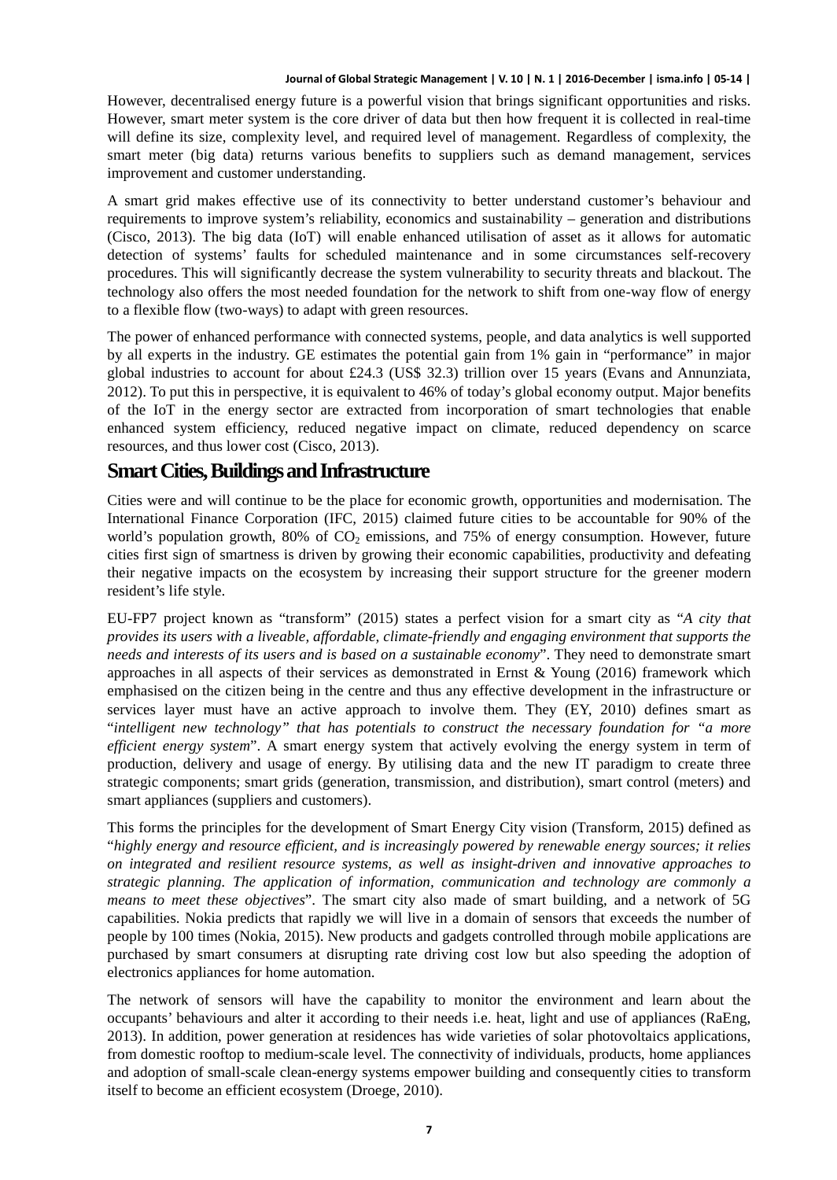However, decentralised energy future is a powerful vision that brings significant opportunities and risks. However, smart meter system is the core driver of data but then how frequent it is collected in real-time will define its size, complexity level, and required level of management. Regardless of complexity, the smart meter (big data) returns various benefits to suppliers such as demand management, services improvement and customer understanding.

A smart grid makes effective use of its connectivity to better understand customer's behaviour and requirements to improve system's reliability, economics and sustainability – generation and distributions (Cisco, 2013). The big data (IoT) will enable enhanced utilisation of asset as it allows for automatic detection of systems' faults for scheduled maintenance and in some circumstances self-recovery procedures. This will significantly decrease the system vulnerability to security threats and blackout. The technology also offers the most needed foundation for the network to shift from one-way flow of energy to a flexible flow (two-ways) to adapt with green resources.

The power of enhanced performance with connected systems, people, and data analytics is well supported by all experts in the industry. GE estimates the potential gain from 1% gain in "performance" in major global industries to account for about £24.3 (US$ 32.3) trillion over 15 years (Evans and Annunziata, 2012). To put this in perspective, it is equivalent to 46% of today's global economy output. Major benefits of the IoT in the energy sector are extracted from incorporation of smart technologies that enable enhanced system efficiency, reduced negative impact on climate, reduced dependency on scarce resources, and thus lower cost (Cisco, 2013).

## Smart Cities, Buildings and Infrastructure

Cities were and will continue to be the place for economic growth, opportunities and modernisation. The International Finance Corporation (IFC, 2015) claimed future cities to be accountable for 90% of the world's population growth, 80% of $CO_2$ emissions, and 75% of energy consumption. However, future cities first sign of smartness is driven by growing their economic capabilities, productivity and defeating their negative impacts on the ecosystem by increasing their support structure for the greener modern resident's life style.

EU-FP7 project known as "transform" (2015) states a perfect vision for a smart city as "*A city that provides its users with a liveable, affordable, climate-friendly and engaging environment that supports the needs and interests of its users and is based on a sustainable economy*". They need to demonstrate smart approaches in all aspects of their services as demonstrated in Ernst & Young (2016) framework which emphasised on the citizen being in the centre and thus any effective development in the infrastructure or services layer must have an active approach to involve them. They (EY, 2010) defines smart as "*intelligent new technology" that has potentials to construct the necessary foundation for "a more efficient energy system*". A smart energy system that actively evolving the energy system in term of production, delivery and usage of energy. By utilising data and the new IT paradigm to create three strategic components; smart grids (generation, transmission, and distribution), smart control (meters) and smart appliances (suppliers and customers).

This forms the principles for the development of Smart Energy City vision (Transform, 2015) defined as "*highly energy and resource efficient, and is increasingly powered by renewable energy sources; it relies on integrated and resilient resource systems, as well as insight-driven and innovative approaches to strategic planning. The application of information, communication and technology are commonly a means to meet these objectives*". The smart city also made of smart building, and a network of 5G capabilities. Nokia predicts that rapidly we will live in a domain of sensors that exceeds the number of people by 100 times (Nokia, 2015). New products and gadgets controlled through mobile applications are purchased by smart consumers at disrupting rate driving cost low but also speeding the adoption of electronics appliances for home automation.

The network of sensors will have the capability to monitor the environment and learn about the occupants' behaviours and alter it according to their needs i.e. heat, light and use of appliances (RaEng, 2013). In addition, power generation at residences has wide varieties of solar photovoltaics applications, from domestic rooftop to medium-scale level. The connectivity of individuals, products, home appliances and adoption of small-scale clean-energy systems empower building and consequently cities to transform itself to become an efficient ecosystem (Droege, 2010).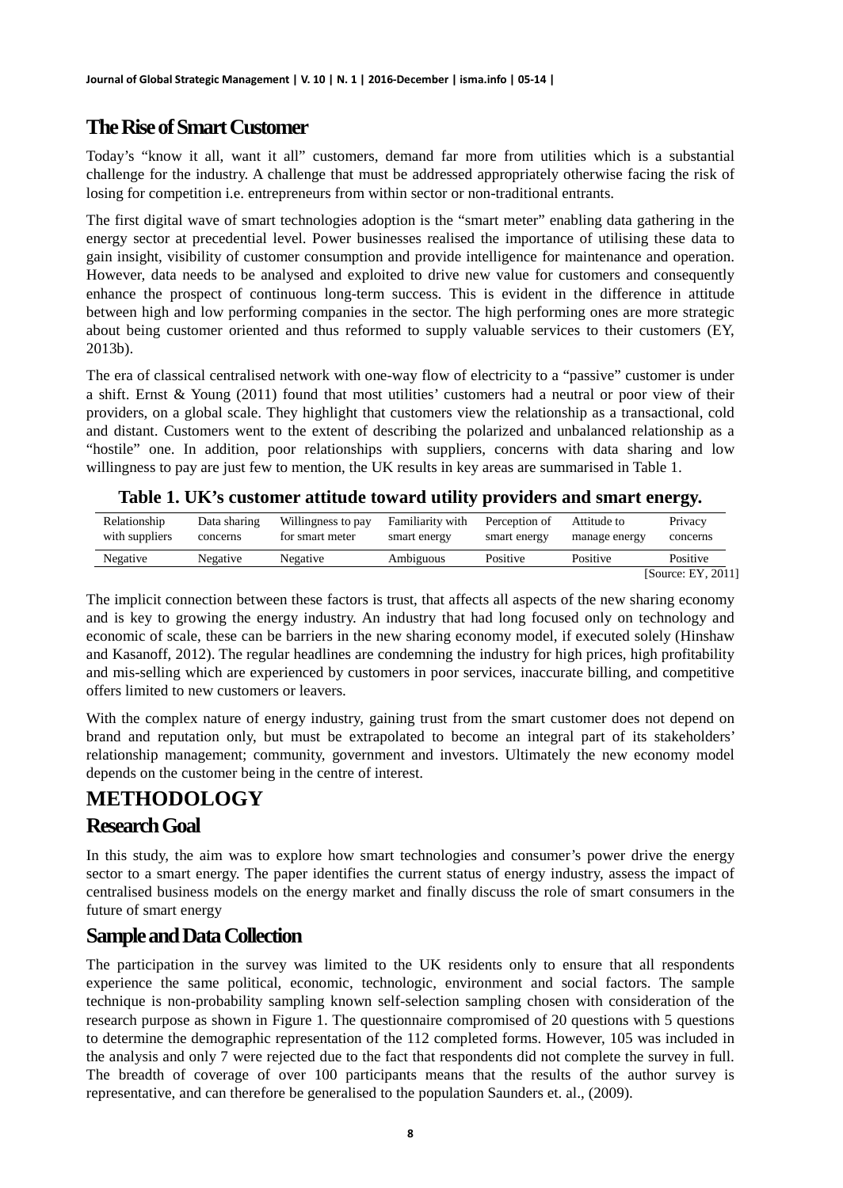## The Rise of Smart Customer

Today's "know it all, want it all" customers, demand far more from utilities which is a substantial challenge for the industry. A challenge that must be addressed appropriately otherwise facing the risk of losing for competition i.e. entrepreneurs from within sector or non-traditional entrants.

The first digital wave of smart technologies adoption is the "smart meter" enabling data gathering in the energy sector at precedential level. Power businesses realised the importance of utilising these data to gain insight, visibility of customer consumption and provide intelligence for maintenance and operation. However, data needs to be analysed and exploited to drive new value for customers and consequently enhance the prospect of continuous long-term success. This is evident in the difference in attitude between high and low performing companies in the sector. The high performing ones are more strategic about being customer oriented and thus reformed to supply valuable services to their customers (EY, 2013b).

The era of classical centralised network with one-way flow of electricity to a "passive" customer is under a shift. Ernst & Young (2011) found that most utilities' customers had a neutral or poor view of their providers, on a global scale. They highlight that customers view the relationship as a transactional, cold and distant. Customers went to the extent of describing the polarized and unbalanced relationship as a "hostile" one. In addition, poor relationships with suppliers, concerns with data sharing and low willingness to pay are just few to mention, the UK results in key areas are summarised in Table 1.

**Table 1. UK's customer attitude toward utility providers and smart energy.**

| Relationship with suppliers | Data sharing concerns | Willingness to pay for smart meter | Familiarity with smart energy | Perception of smart energy | Attitude to manage energy | Privacy concerns |
|---|---|---|---|---|---|---|
| Negative | Negative | Negative | Ambiguous | Positive | Positive | Positive |

[Source: EY, 2011]

The implicit connection between these factors is trust, that affects all aspects of the new sharing economy and is key to growing the energy industry. An industry that had long focused only on technology and economic of scale, these can be barriers in the new sharing economy model, if executed solely (Hinshaw and Kasanoff, 2012). The regular headlines are condemning the industry for high prices, high profitability and mis-selling which are experienced by customers in poor services, inaccurate billing, and competitive offers limited to new customers or leavers.

With the complex nature of energy industry, gaining trust from the smart customer does not depend on brand and reputation only, but must be extrapolated to become an integral part of its stakeholders' relationship management; community, government and investors. Ultimately the new economy model depends on the customer being in the centre of interest.

# METHODOLOGY

## Research Goal

In this study, the aim was to explore how smart technologies and consumer's power drive the energy sector to a smart energy. The paper identifies the current status of energy industry, assess the impact of centralised business models on the energy market and finally discuss the role of smart consumers in the future of smart energy

## Sample and Data Collection

The participation in the survey was limited to the UK residents only to ensure that all respondents experience the same political, economic, technologic, environment and social factors. The sample technique is non-probability sampling known self-selection sampling chosen with consideration of the research purpose as shown in Figure 1. The questionnaire compromised of 20 questions with 5 questions to determine the demographic representation of the 112 completed forms. However, 105 was included in the analysis and only 7 were rejected due to the fact that respondents did not complete the survey in full. The breadth of coverage of over 100 participants means that the results of the author survey is representative, and can therefore be generalised to the population Saunders et. al., (2009).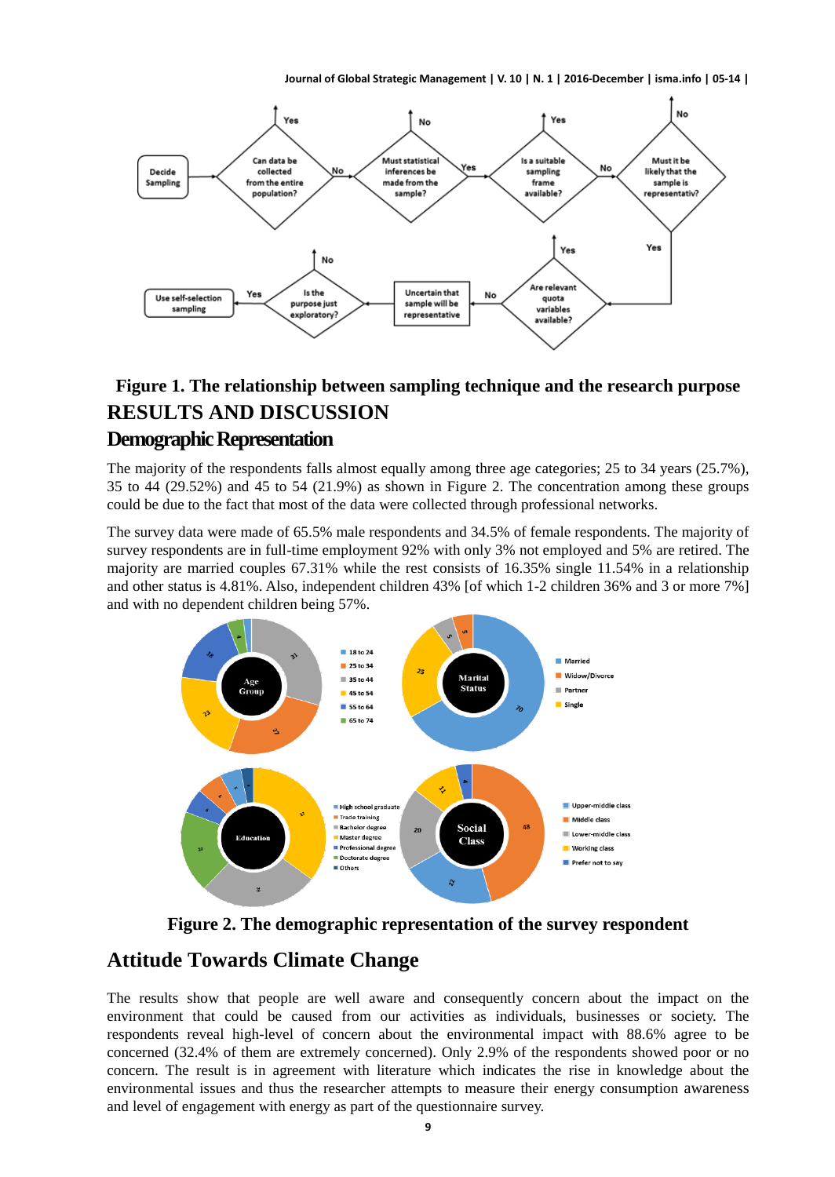Decide Sampling

Can data be collected from the entire population?

Yes

No

Must statistical inferences be made from the entire sample?

No

Yes

Is a suitable sampling frame available?

Yes

No

Must it be likely that the sample is representativ?

No

Yes

Are relevant quota variables available?

Yes

No

Uncertain that sample will be representative

Is the purpose just exploratory?

No

Yes

Use self-selection sampling

**Figure 1. The relationship between sampling technique and the research purpose**

# RESULTS AND DISCUSSION

## Demographic Representation

The majority of the respondents falls almost equally among three age categories; 25 to 34 years (25.7%), 35 to 44 (29.52%) and 45 to 54 (21.9%) as shown in Figure 2. The concentration among these groups could be due to the fact that most of the data were collected through professional networks.

The survey data were made of 65.5% male respondents and 34.5% of female respondents. The majority of survey respondents are in full-time employment 92% with only 3% not employed and 5% are retired. The majority are married couples 67.31% while the rest consists of 16.35% single 11.54% in a relationship and other status is 4.81%. Also, independent children 43% [of which 1-2 children 36% and 3 or more 7%] and with no dependent children being 57%.

Age Group

31, 27, 23, 18, 4

18 to 24

25 to 34

35 to 44

45 to 54

55 to 64

65 to 74

Marital Status

70, 25, 5, 5

Married

Widow/Divorce

Partner

Single

Education

High school graduate

Trade training

Bachelor degree

Master degree

Professional degree

Doctorate degree

Others

Social Class

48, 22, 20, 11, 4

Upper-middle class

Middle class

Lower-middle class

Working class

Prefer not to say

**Figure 2. The demographic representation of the survey respondent**

## Attitude Towards Climate Change

The results show that people are well aware and consequently concern about the impact on the environment that could be caused from our activities as individuals, businesses or society. The respondents reveal high-level of concern about the environmental impact with 88.6% agree to be concerned (32.4% of them are extremely concerned). Only 2.9% of the respondents showed poor or no concern. The result is in agreement with literature which indicates the rise in knowledge about the environmental issues and thus the researcher attempts to measure their energy consumption awareness and level of engagement with energy as part of the questionnaire survey.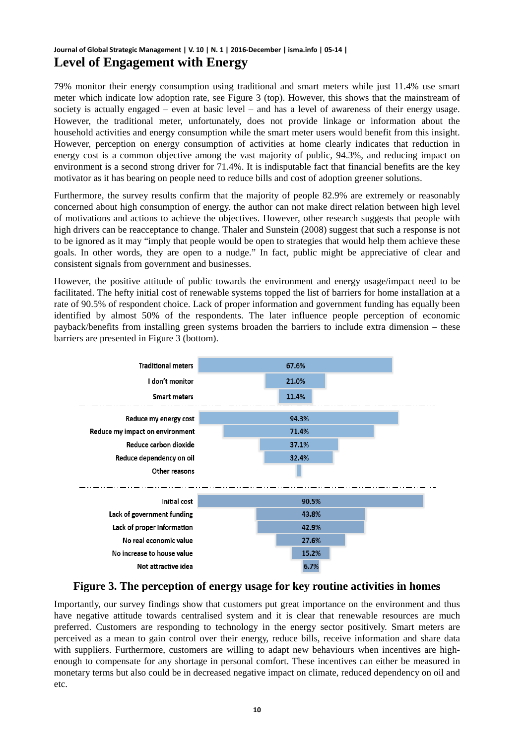## Level of Engagement with Energy

79% monitor their energy consumption using traditional and smart meters while just 11.4% use smart meter which indicate low adoption rate, see Figure 3 (top). However, this shows that the mainstream of society is actually engaged – even at basic level – and has a level of awareness of their energy usage. However, the traditional meter, unfortunately, does not provide linkage or information about the household activities and energy consumption while the smart meter users would benefit from this insight. However, perception on energy consumption of activities at home clearly indicates that reduction in energy cost is a common objective among the vast majority of public, 94.3%, and reducing impact on environment is a second strong driver for 71.4%. It is indisputable fact that financial benefits are the key motivator as it has bearing on people need to reduce bills and cost of adoption greener solutions.

Furthermore, the survey results confirm that the majority of people 82.9% are extremely or reasonably concerned about high consumption of energy. the author can not make direct relation between high level of motivations and actions to achieve the objectives. However, other research suggests that people with high drivers can be reacceptance to change. Thaler and Sunstein (2008) suggest that such a response is not to be ignored as it may "imply that people would be open to strategies that would help them achieve these goals. In other words, they are open to a nudge." In fact, public might be appreciative of clear and consistent signals from government and businesses.

However, the positive attitude of public towards the environment and energy usage/impact need to be facilitated. The hefty initial cost of renewable systems topped the list of barriers for home installation at a rate of 90.5% of respondent choice. Lack of proper information and government funding has equally been identified by almost 50% of the respondents. The later influence people perception of economic payback/benefits from installing green systems broaden the barriers to include extra dimension – these barriers are presented in Figure 3 (bottom).

| | |
|---|---|
| Traditional meters | 67.6% |
| I don't monitor | 21.0% |
| Smart meters | 11.4% |

| | |
|---|---|
| Reduce my energy cost | 94.3% |
| Reduce my impact on environment | 71.4% |
| Reduce carbon dioxide | 37.1% |
| Reduce dependency on oil | 32.4% |
| Other reasons | |

| | |
|---|---|
| Initial cost | 90.5% |
| Lack of government funding | 43.8% |
| Lack of proper information | 42.9% |
| No real economic value | 27.6% |
| No increase to house value | 15.2% |
| Not attractive idea | 6.7% |

**Figure 3. The perception of energy usage for key routine activities in homes**

Importantly, our survey findings show that customers put great importance on the environment and thus have negative attitude towards centralised system and it is clear that renewable resources are much preferred. Customers are responding to technology in the energy sector positively. Smart meters are perceived as a mean to gain control over their energy, reduce bills, receive information and share data with suppliers. Furthermore, customers are willing to adapt new behaviours when incentives are high-enough to compensate for any shortage in personal comfort. These incentives can either be measured in monetary terms but also could be in decreased negative impact on climate, reduced dependency on oil and etc.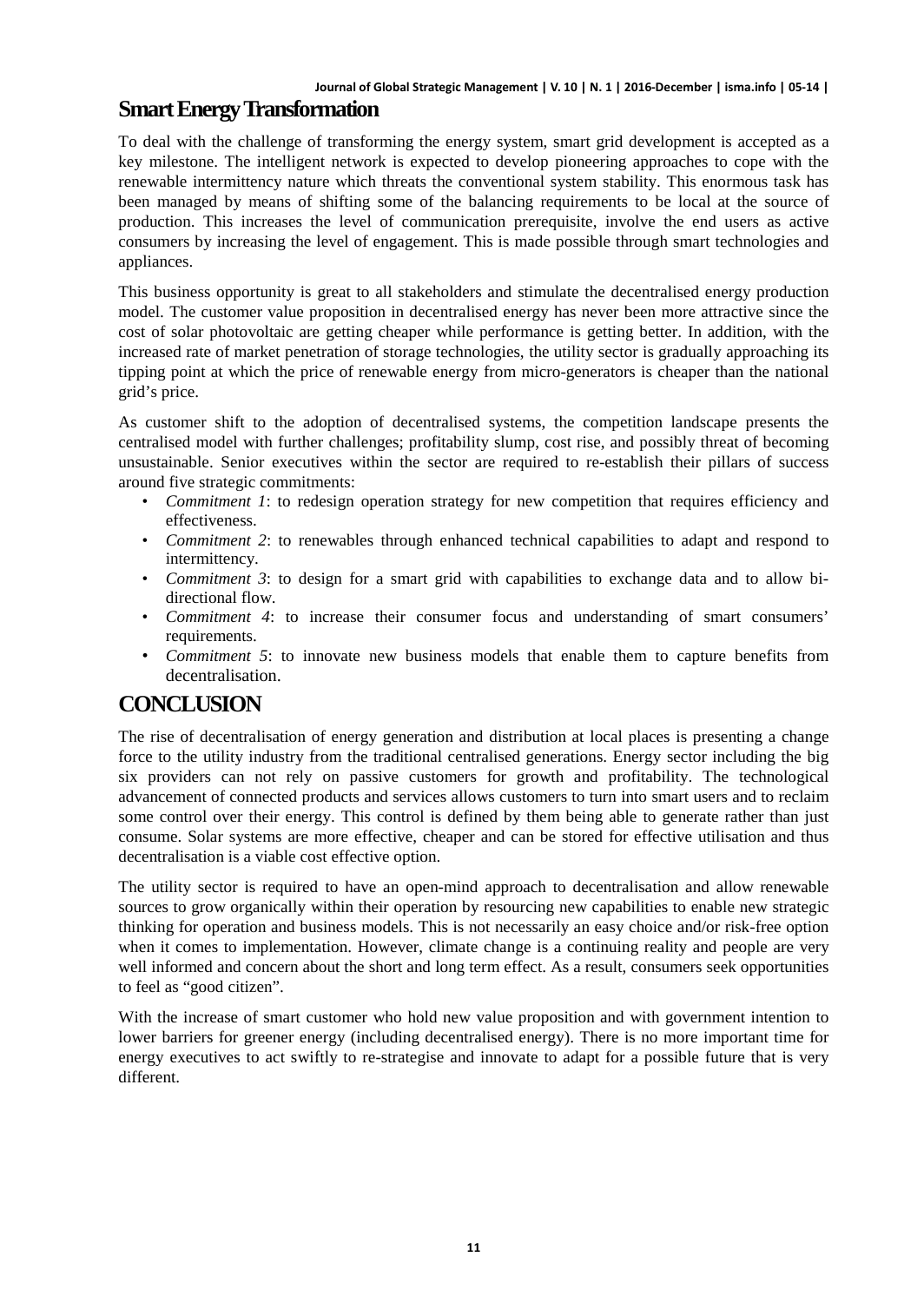## Smart Energy Transformation

To deal with the challenge of transforming the energy system, smart grid development is accepted as a key milestone. The intelligent network is expected to develop pioneering approaches to cope with the renewable intermittency nature which threats the conventional system stability. This enormous task has been managed by means of shifting some of the balancing requirements to be local at the source of production. This increases the level of communication prerequisite, involve the end users as active consumers by increasing the level of engagement. This is made possible through smart technologies and appliances.

This business opportunity is great to all stakeholders and stimulate the decentralised energy production model. The customer value proposition in decentralised energy has never been more attractive since the cost of solar photovoltaic are getting cheaper while performance is getting better. In addition, with the increased rate of market penetration of storage technologies, the utility sector is gradually approaching its tipping point at which the price of renewable energy from micro-generators is cheaper than the national grid's price.

As customer shift to the adoption of decentralised systems, the competition landscape presents the centralised model with further challenges; profitability slump, cost rise, and possibly threat of becoming unsustainable. Senior executives within the sector are required to re-establish their pillars of success around five strategic commitments:

- *Commitment 1*: to redesign operation strategy for new competition that requires efficiency and effectiveness.
- *Commitment 2*: to renewables through enhanced technical capabilities to adapt and respond to intermittency.
- *Commitment 3*: to design for a smart grid with capabilities to exchange data and to allow bi-directional flow.
- *Commitment 4*: to increase their consumer focus and understanding of smart consumers' requirements.
- *Commitment 5*: to innovate new business models that enable them to capture benefits from decentralisation.

# CONCLUSION

The rise of decentralisation of energy generation and distribution at local places is presenting a change force to the utility industry from the traditional centralised generations. Energy sector including the big six providers can not rely on passive customers for growth and profitability. The technological advancement of connected products and services allows customers to turn into smart users and to reclaim some control over their energy. This control is defined by them being able to generate rather than just consume. Solar systems are more effective, cheaper and can be stored for effective utilisation and thus decentralisation is a viable cost effective option.

The utility sector is required to have an open-mind approach to decentralisation and allow renewable sources to grow organically within their operation by resourcing new capabilities to enable new strategic thinking for operation and business models. This is not necessarily an easy choice and/or risk-free option when it comes to implementation. However, climate change is a continuing reality and people are very well informed and concern about the short and long term effect. As a result, consumers seek opportunities to feel as "good citizen".

With the increase of smart customer who hold new value proposition and with government intention to lower barriers for greener energy (including decentralised energy). There is no more important time for energy executives to act swiftly to re-strategise and innovate to adapt for a possible future that is very different.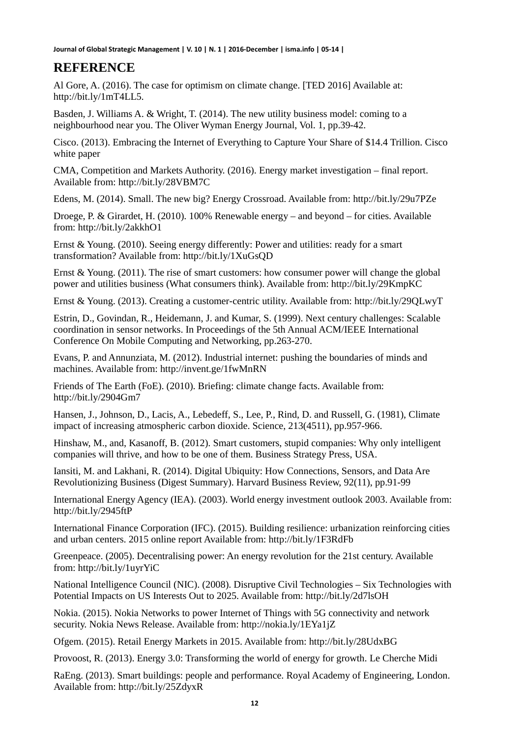# REFERENCE

Al Gore, A. (2016). The case for optimism on climate change. [TED 2016] Available at: http://bit.ly/1mT4LL5.

Basden, J. Williams A. & Wright, T. (2014). The new utility business model: coming to a neighbourhood near you. The Oliver Wyman Energy Journal, Vol. 1, pp.39-42.

Cisco. (2013). Embracing the Internet of Everything to Capture Your Share of $14.4 Trillion. Cisco white paper

CMA, Competition and Markets Authority. (2016). Energy market investigation – final report. Available from: http://bit.ly/28VBM7C

Edens, M. (2014). Small. The new big? Energy Crossroad. Available from: http://bit.ly/29u7PZe

Droege, P. & Girardet, H. (2010). 100% Renewable energy – and beyond – for cities. Available from: http://bit.ly/2akkhO1

Ernst & Young. (2010). Seeing energy differently: Power and utilities: ready for a smart transformation? Available from: http://bit.ly/1XuGsQD

Ernst & Young. (2011). The rise of smart customers: how consumer power will change the global power and utilities business (What consumers think). Available from: http://bit.ly/29KmpKC

Ernst & Young. (2013). Creating a customer-centric utility. Available from: http://bit.ly/29QLwyT

Estrin, D., Govindan, R., Heidemann, J. and Kumar, S. (1999). Next century challenges: Scalable coordination in sensor networks. In Proceedings of the 5th Annual ACM/IEEE International Conference On Mobile Computing and Networking, pp.263-270.

Evans, P. and Annunziata, M. (2012). Industrial internet: pushing the boundaries of minds and machines. Available from: http://invent.ge/1fwMnRN

Friends of The Earth (FoE). (2010). Briefing: climate change facts. Available from: http://bit.ly/2904Gm7

Hansen, J., Johnson, D., Lacis, A., Lebedeff, S., Lee, P., Rind, D. and Russell, G. (1981), Climate impact of increasing atmospheric carbon dioxide. Science, 213(4511), pp.957-966.

Hinshaw, M., and, Kasanoff, B. (2012). Smart customers, stupid companies: Why only intelligent companies will thrive, and how to be one of them. Business Strategy Press, USA.

Iansiti, M. and Lakhani, R. (2014). Digital Ubiquity: How Connections, Sensors, and Data Are Revolutionizing Business (Digest Summary). Harvard Business Review, 92(11), pp.91-99

International Energy Agency (IEA). (2003). World energy investment outlook 2003. Available from: http://bit.ly/2945ftP

International Finance Corporation (IFC). (2015). Building resilience: urbanization reinforcing cities and urban centers. 2015 online report Available from: http://bit.ly/1F3RdFb

Greenpeace. (2005). Decentralising power: An energy revolution for the 21st century. Available from: http://bit.ly/1uyrYiC

National Intelligence Council (NIC). (2008). Disruptive Civil Technologies – Six Technologies with Potential Impacts on US Interests Out to 2025. Available from: http://bit.ly/2d7lsOH

Nokia. (2015). Nokia Networks to power Internet of Things with 5G connectivity and network security. Nokia News Release. Available from: http://nokia.ly/1EYa1jZ

Ofgem. (2015). Retail Energy Markets in 2015. Available from: http://bit.ly/28UdxBG

Provoost, R. (2013). Energy 3.0: Transforming the world of energy for growth. Le Cherche Midi

RaEng. (2013). Smart buildings: people and performance. Royal Academy of Engineering, London. Available from: http://bit.ly/25ZdyxR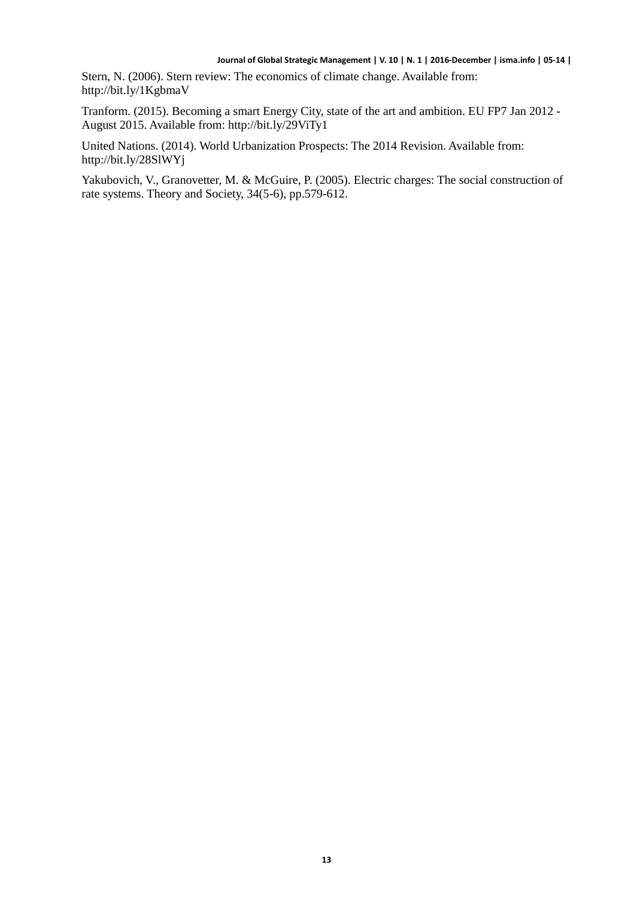Stern, N. (2006). Stern review: The economics of climate change. Available from: http://bit.ly/1KgbmaV

Tranform. (2015). Becoming a smart Energy City, state of the art and ambition. EU FP7 Jan 2012 - August 2015. Available from: http://bit.ly/29ViTy1

United Nations. (2014). World Urbanization Prospects: The 2014 Revision. Available from: http://bit.ly/28SlWYj

Yakubovich, V., Granovetter, M. & McGuire, P. (2005). Electric charges: The social construction of rate systems. Theory and Society, 34(5-6), pp.579-612.